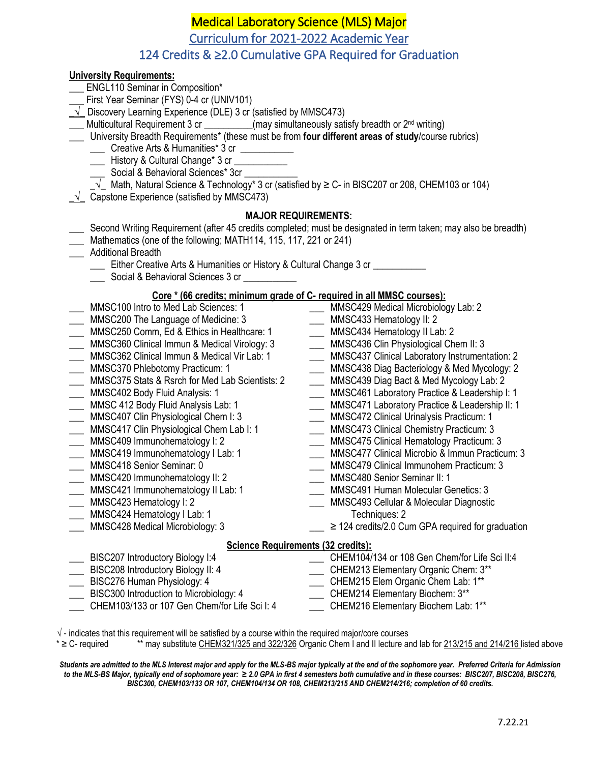# Medical Laboratory Science (MLS) Major

## Curriculum for 2021-2022 Academic Year

## 124 Credits & ≥2.0 Cumulative GPA Required for Graduation

**University Requirements:**

- ___ ENGL110 Seminar in Composition*
- ___ First Year Seminar (FYS) 0-4 cr (UNIV101)
- _√_ Discovery Learning Experience (DLE) 3 cr (satisfied by MMSC473)
- ___ Multicultural Requirement 3 cr __________(may simultaneously satisfy breadth or 2nd writing)
- ___ University Breadth Requirements* (these must be from **four different areas of study**/course rubrics)
  - ___ Creative Arts & Humanities* 3 cr ___________
  - ___ History & Cultural Change* 3 cr ___________
  - ___ Social & Behavioral Sciences* 3cr ___________
  - _√_ Math, Natural Science & Technology* 3 cr (satisfied by ≥ C- in BISC207 or 208, CHEM103 or 104)
- _√_ Capstone Experience (satisfied by MMSC473)

**MAJOR REQUIREMENTS:**

- ___ Second Writing Requirement (after 45 credits completed; must be designated in term taken; may also be breadth)
- ___ Mathematics (one of the following; MATH114, 115, 117, 221 or 241)
- ___ Additional Breadth
  - ___ Either Creative Arts & Humanities or History & Cultural Change 3 cr ___________
  - ___ Social & Behavioral Sciences 3 cr ___________

**Core * (66 credits; minimum grade of C- required in all MMSC courses):**

- ___ MMSC100 Intro to Med Lab Sciences: 1
- ___ MMSC200 The Language of Medicine: 3
- ___ MMSC250 Comm, Ed & Ethics in Healthcare: 1
- ___ MMSC360 Clinical Immun & Medical Virology: 3
- ___ MMSC362 Clinical Immun & Medical Vir Lab: 1
- ___ MMSC370 Phlebotomy Practicum: 1
- ___ MMSC375 Stats & Rsrch for Med Lab Scientists: 2
- ___ MMSC402 Body Fluid Analysis: 1
- ___ MMSC 412 Body Fluid Analysis Lab: 1
- ___ MMSC407 Clin Physiological Chem I: 3
- ___ MMSC417 Clin Physiological Chem Lab I: 1
- ___ MMSC409 Immunohematology I: 2
- ___ MMSC419 Immunohematology I Lab: 1
- ___ MMSC418 Senior Seminar: 0
- ___ MMSC420 Immunohematology II: 2
- ___ MMSC421 Immunohematology II Lab: 1
- ___ MMSC423 Hematology I: 2
- ___ MMSC424 Hematology I Lab: 1
- ___ MMSC428 Medical Microbiology: 3
- ___ MMSC429 Medical Microbiology Lab: 2
- ___ MMSC433 Hematology II: 2
- ___ MMSC434 Hematology II Lab: 2
- ___ MMSC436 Clin Physiological Chem II: 3
- ___ MMSC437 Clinical Laboratory Instrumentation: 2
- ___ MMSC438 Diag Bacteriology & Med Mycology: 2
- ___ MMSC439 Diag Bact & Med Mycology Lab: 2
- ___ MMSC461 Laboratory Practice & Leadership I: 1
- ___ MMSC471 Laboratory Practice & Leadership II: 1
- ___ MMSC472 Clinical Urinalysis Practicum: 1
- ___ MMSC473 Clinical Chemistry Practicum: 3
- ___ MMSC475 Clinical Hematology Practicum: 3
- ___ MMSC477 Clinical Microbio & Immun Practicum: 3
- ___ MMSC479 Clinical Immunohem Practicum: 3
- ___ MMSC480 Senior Seminar II: 1
- ___ MMSC491 Human Molecular Genetics: 3
- ___ MMSC493 Cellular & Molecular Diagnostic Techniques: 2
- ___ ≥ 124 credits/2.0 Cum GPA required for graduation

**Science Requirements (32 credits):**

- ___ BISC207 Introductory Biology I:4
- ___ BISC208 Introductory Biology II: 4
- ___ BISC276 Human Physiology: 4
- ___ BISC300 Introduction to Microbiology: 4
- ___ CHEM103/133 or 107 Gen Chem/for Life Sci I: 4
- ___ CHEM104/134 or 108 Gen Chem/for Life Sci II:4
- ___ CHEM213 Elementary Organic Chem: 3**
- ___ CHEM215 Elem Organic Chem Lab: 1**
- ___ CHEM214 Elementary Biochem: 3**
- ___ CHEM216 Elementary Biochem Lab: 1**

√ - indicates that this requirement will be satisfied by a course within the required major/core courses

* ≥ C- required ** may substitute CHEM321/325 and 322/326 Organic Chem I and II lecture and lab for 213/215 and 214/216 listed above

***Students are admitted to the MLS Interest major and apply for the MLS-BS major typically at the end of the sophomore year. Preferred Criteria for Admission to the MLS-BS Major, typically end of sophomore year: ≥ 2.0 GPA in first 4 semesters both cumulative and in these courses: BISC207, BISC208, BISC276, BISC300, CHEM103/133 OR 107, CHEM104/134 OR 108, CHEM213/215 AND CHEM214/216; completion of 60 credits.***

7.22.21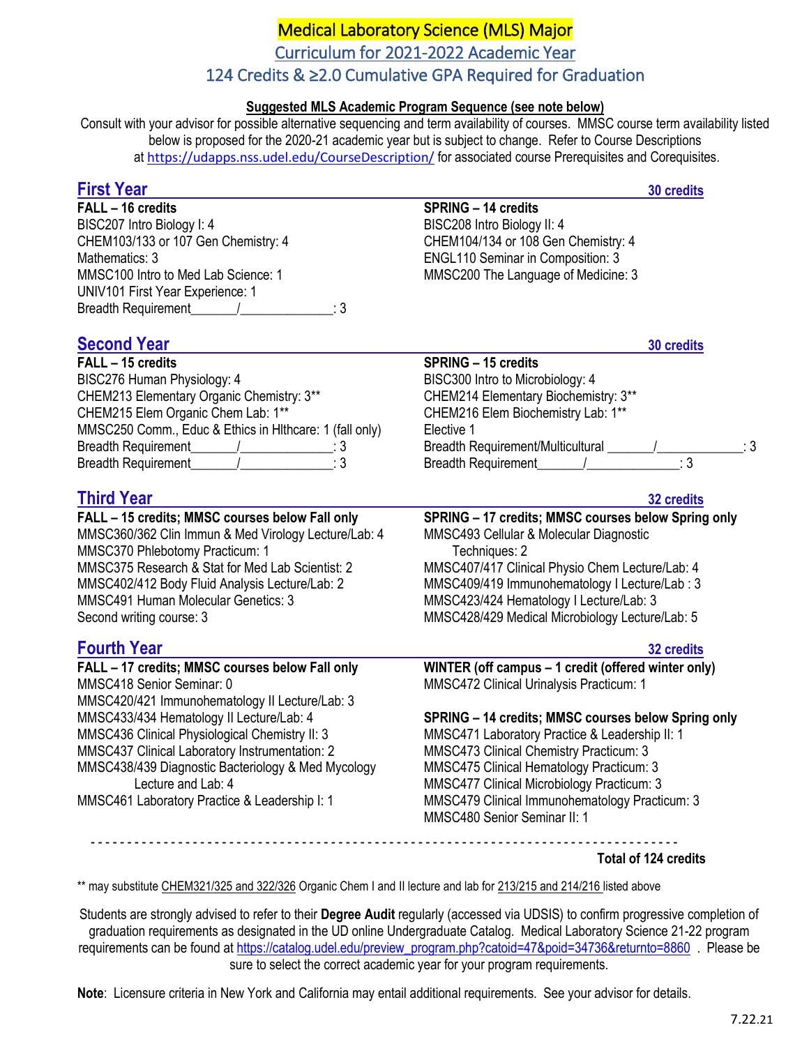# Medical Laboratory Science (MLS) Major

## Curriculum for 2021-2022 Academic Year

## 124 Credits & ≥2.0 Cumulative GPA Required for Graduation

**Suggested MLS Academic Program Sequence (see note below)**

Consult with your advisor for possible alternative sequencing and term availability of courses. MMSC course term availability listed below is proposed for the 2020-21 academic year but is subject to change. Refer to Course Descriptions at https://udapps.nss.udel.edu/CourseDescription/ for associated course Prerequisites and Corequisites.

## First Year — 30 credits

**FALL – 16 credits**
BISC207 Intro Biology I: 4
CHEM103/133 or 107 Gen Chemistry: 4
Mathematics: 3
MMSC100 Intro to Med Lab Science: 1
UNIV101 First Year Experience: 1
Breadth Requirement_______/_____________: 3

**SPRING – 14 credits**
BISC208 Intro Biology II: 4
CHEM104/134 or 108 Gen Chemistry: 4
ENGL110 Seminar in Composition: 3
MMSC200 The Language of Medicine: 3

## Second Year — 30 credits

**FALL – 15 credits**
BISC276 Human Physiology: 4
CHEM213 Elementary Organic Chemistry: 3**
CHEM215 Elem Organic Chem Lab: 1**
MMSC250 Comm., Educ & Ethics in Hlthcare: 1 (fall only)
Breadth Requirement_______/_____________: 3
Breadth Requirement_______/_____________: 3

**SPRING – 15 credits**
BISC300 Intro to Microbiology: 4
CHEM214 Elementary Biochemistry: 3**
CHEM216 Elem Biochemistry Lab: 1**
Elective 1
Breadth Requirement/Multicultural _______/_____________: 3
Breadth Requirement_______/_____________: 3

## Third Year — 32 credits

**FALL – 15 credits; MMSC courses below Fall only**
MMSC360/362 Clin Immun & Med Virology Lecture/Lab: 4
MMSC370 Phlebotomy Practicum: 1
MMSC375 Research & Stat for Med Lab Scientist: 2
MMSC402/412 Body Fluid Analysis Lecture/Lab: 2
MMSC491 Human Molecular Genetics: 3
Second writing course: 3

**SPRING – 17 credits; MMSC courses below Spring only**
MMSC493 Cellular & Molecular Diagnostic Techniques: 2
MMSC407/417 Clinical Physio Chem Lecture/Lab: 4
MMSC409/419 Immunohematology I Lecture/Lab : 3
MMSC423/424 Hematology I Lecture/Lab: 3
MMSC428/429 Medical Microbiology Lecture/Lab: 5

## Fourth Year — 32 credits

**FALL – 17 credits; MMSC courses below Fall only**
MMSC418 Senior Seminar: 0
MMSC420/421 Immunohematology II Lecture/Lab: 3
MMSC433/434 Hematology II Lecture/Lab: 4
MMSC436 Clinical Physiological Chemistry II: 3
MMSC437 Clinical Laboratory Instrumentation: 2
MMSC438/439 Diagnostic Bacteriology & Med Mycology Lecture and Lab: 4
MMSC461 Laboratory Practice & Leadership I: 1

**WINTER (off campus – 1 credit (offered winter only)**
MMSC472 Clinical Urinalysis Practicum: 1

**SPRING – 14 credits; MMSC courses below Spring only**
MMSC471 Laboratory Practice & Leadership II: 1
MMSC473 Clinical Chemistry Practicum: 3
MMSC475 Clinical Hematology Practicum: 3
MMSC477 Clinical Microbiology Practicum: 3
MMSC479 Clinical Immunohematology Practicum: 3
MMSC480 Senior Seminar II: 1

**Total of 124 credits**

** may substitute CHEM321/325 and 322/326 Organic Chem I and II lecture and lab for 213/215 and 214/216 listed above

Students are strongly advised to refer to their **Degree Audit** regularly (accessed via UDSIS) to confirm progressive completion of graduation requirements as designated in the UD online Undergraduate Catalog. Medical Laboratory Science 21-22 program requirements can be found at https://catalog.udel.edu/preview_program.php?catoid=47&poid=34736&returnto=8860 . Please be sure to select the correct academic year for your program requirements.

**Note**: Licensure criteria in New York and California may entail additional requirements. See your advisor for details.

7.22.21